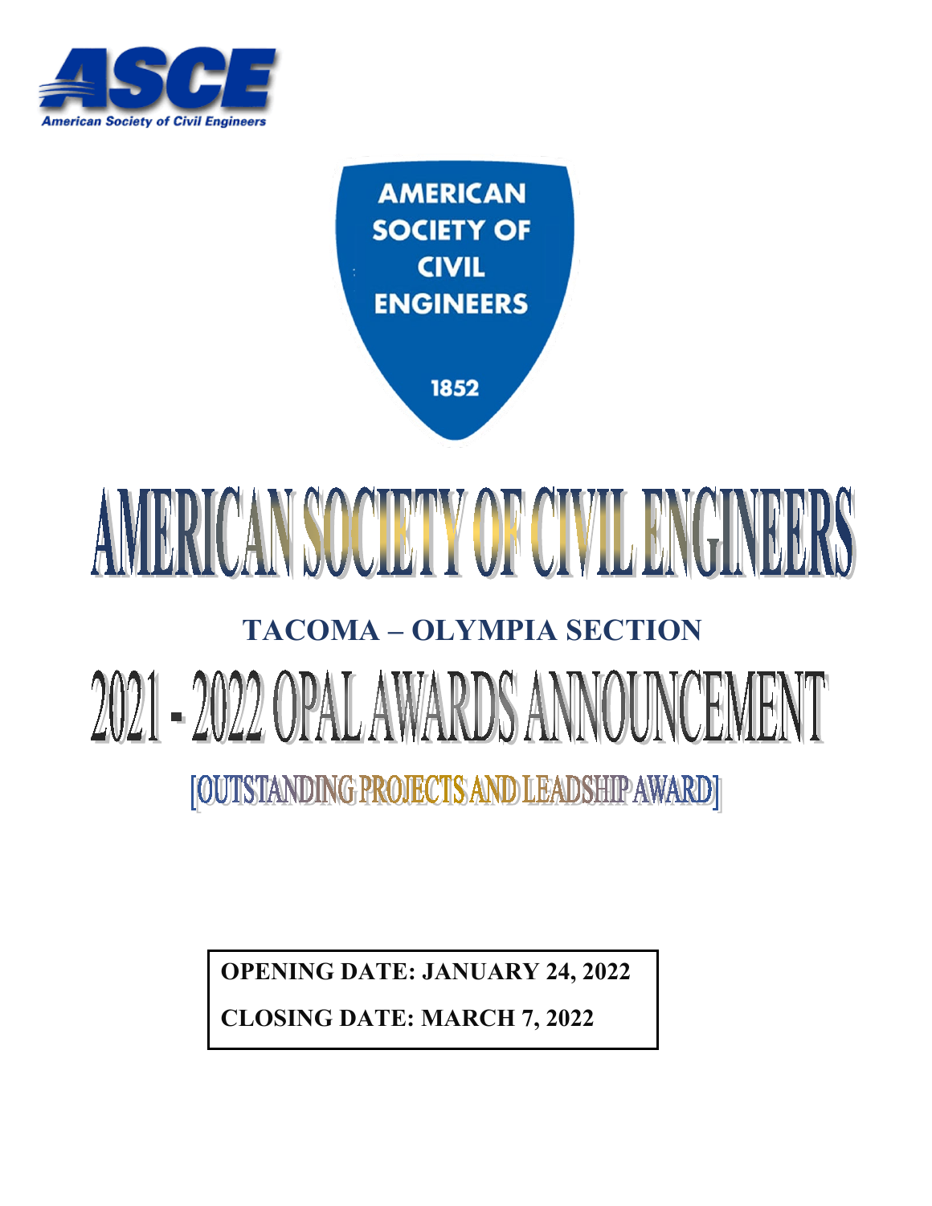ASCE

American Society of Civil Engineers

AMERICAN SOCIETY OF CIVIL ENGINEERS

1852

# AMERICAN SOCIETY OF CIVIL ENGINEERS

## TACOMA – OLYMPIA SECTION

# 2021 - 2022 OPAL AWARDS ANNOUNCEMENT

[OUTSTANDING PROJECTS AND LEADSHIP AWARD]

**OPENING DATE: JANUARY 24, 2022**

**CLOSING DATE: MARCH 7, 2022**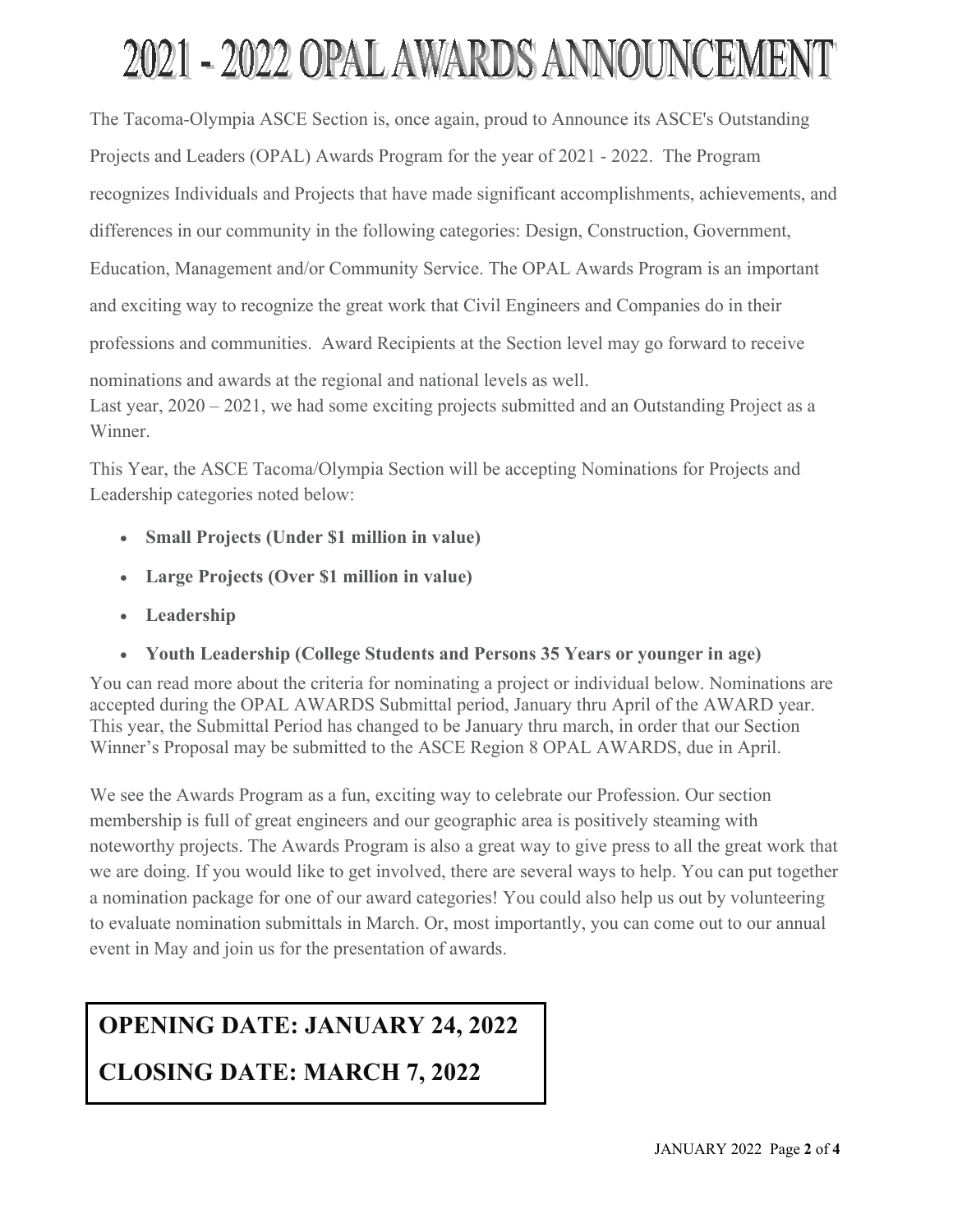# 2021 - 2022 OPAL AWARDS ANNOUNCEMENT

The Tacoma-Olympia ASCE Section is, once again, proud to Announce its ASCE's Outstanding Projects and Leaders (OPAL) Awards Program for the year of 2021 - 2022. The Program recognizes Individuals and Projects that have made significant accomplishments, achievements, and differences in our community in the following categories: Design, Construction, Government, Education, Management and/or Community Service. The OPAL Awards Program is an important and exciting way to recognize the great work that Civil Engineers and Companies do in their professions and communities. Award Recipients at the Section level may go forward to receive nominations and awards at the regional and national levels as well.

Last year, 2020 – 2021, we had some exciting projects submitted and an Outstanding Project as a Winner.

This Year, the ASCE Tacoma/Olympia Section will be accepting Nominations for Projects and Leadership categories noted below:

- **Small Projects (Under $1 million in value)**
- **Large Projects (Over $1 million in value)**
- **Leadership**
- **Youth Leadership (College Students and Persons 35 Years or younger in age)**

You can read more about the criteria for nominating a project or individual below. Nominations are accepted during the OPAL AWARDS Submittal period, January thru April of the AWARD year. This year, the Submittal Period has changed to be January thru march, in order that our Section Winner's Proposal may be submitted to the ASCE Region 8 OPAL AWARDS, due in April.

We see the Awards Program as a fun, exciting way to celebrate our Profession. Our section membership is full of great engineers and our geographic area is positively steaming with noteworthy projects. The Awards Program is also a great way to give press to all the great work that we are doing. If you would like to get involved, there are several ways to help. You can put together a nomination package for one of our award categories! You could also help us out by volunteering to evaluate nomination submittals in March. Or, most importantly, you can come out to our annual event in May and join us for the presentation of awards.

**OPENING DATE: JANUARY 24, 2022**

**CLOSING DATE: MARCH 7, 2022**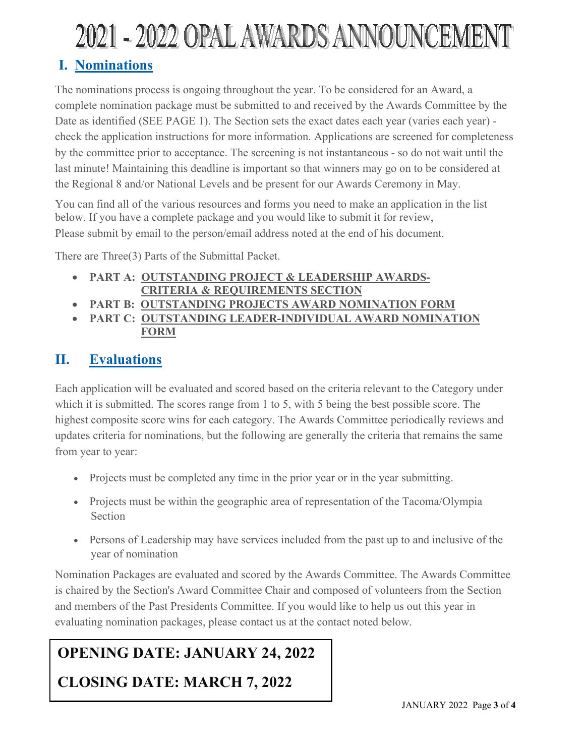# 2021 - 2022 OPAL AWARDS ANNOUNCEMENT

## I. Nominations

The nominations process is ongoing throughout the year. To be considered for an Award, a complete nomination package must be submitted to and received by the Awards Committee by the Date as identified (SEE PAGE 1). The Section sets the exact dates each year (varies each year) - check the application instructions for more information. Applications are screened for completeness by the committee prior to acceptance. The screening is not instantaneous - so do not wait until the last minute! Maintaining this deadline is important so that winners may go on to be considered at the Regional 8 and/or National Levels and be present for our Awards Ceremony in May.

You can find all of the various resources and forms you need to make an application in the list below. If you have a complete package and you would like to submit it for review, Please submit by email to the person/email address noted at the end of his document.

There are Three(3) Parts of the Submittal Packet.

- **PART A: OUTSTANDING PROJECT & LEADERSHIP AWARDS-CRITERIA & REQUIREMENTS SECTION**
- **PART B: OUTSTANDING PROJECTS AWARD NOMINATION FORM**
- **PART C: OUTSTANDING LEADER-INDIVIDUAL AWARD NOMINATION FORM**

## II. Evaluations

Each application will be evaluated and scored based on the criteria relevant to the Category under which it is submitted. The scores range from 1 to 5, with 5 being the best possible score. The highest composite score wins for each category. The Awards Committee periodically reviews and updates criteria for nominations, but the following are generally the criteria that remains the same from year to year:

- Projects must be completed any time in the prior year or in the year submitting.
- Projects must be within the geographic area of representation of the Tacoma/Olympia Section
- Persons of Leadership may have services included from the past up to and inclusive of the year of nomination

Nomination Packages are evaluated and scored by the Awards Committee. The Awards Committee is chaired by the Section's Award Committee Chair and composed of volunteers from the Section and members of the Past Presidents Committee. If you would like to help us out this year in evaluating nomination packages, please contact us at the contact noted below.

**OPENING DATE: JANUARY 24, 2022**

**CLOSING DATE: MARCH 7, 2022**

JANUARY 2022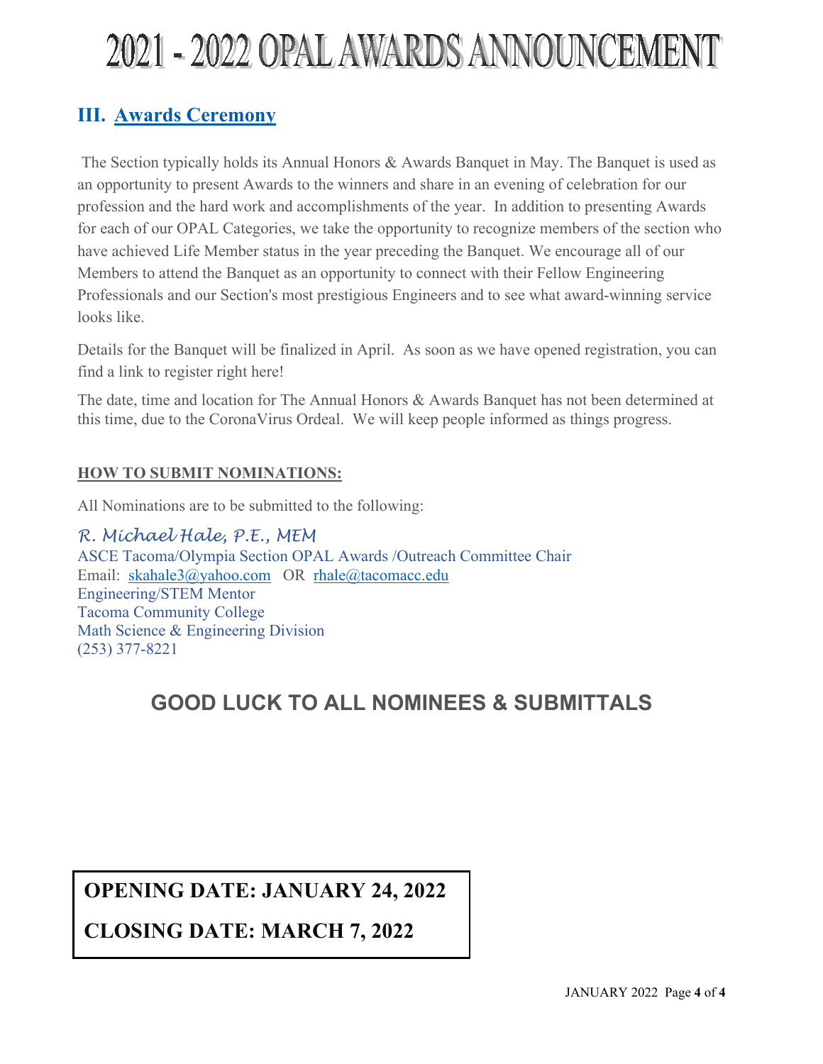# 2021 - 2022 OPAL AWARDS ANNOUNCEMENT

## III. Awards Ceremony

The Section typically holds its Annual Honors & Awards Banquet in May. The Banquet is used as an opportunity to present Awards to the winners and share in an evening of celebration for our profession and the hard work and accomplishments of the year. In addition to presenting Awards for each of our OPAL Categories, we take the opportunity to recognize members of the section who have achieved Life Member status in the year preceding the Banquet. We encourage all of our Members to attend the Banquet as an opportunity to connect with their Fellow Engineering Professionals and our Section's most prestigious Engineers and to see what award-winning service looks like.

Details for the Banquet will be finalized in April. As soon as we have opened registration, you can find a link to register right here!

The date, time and location for The Annual Honors & Awards Banquet has not been determined at this time, due to the CoronaVirus Ordeal. We will keep people informed as things progress.

**HOW TO SUBMIT NOMINATIONS:**

All Nominations are to be submitted to the following:

*R. Michael Hale, P.E., MEM*
ASCE Tacoma/Olympia Section OPAL Awards /Outreach Committee Chair
Email: skahale3@yahoo.com OR rhale@tacomacc.edu
Engineering/STEM Mentor
Tacoma Community College
Math Science & Engineering Division
(253) 377-8221

## GOOD LUCK TO ALL NOMINEES & SUBMITTALS

**OPENING DATE: JANUARY 24, 2022**

**CLOSING DATE: MARCH 7, 2022**

JANUARY 2022